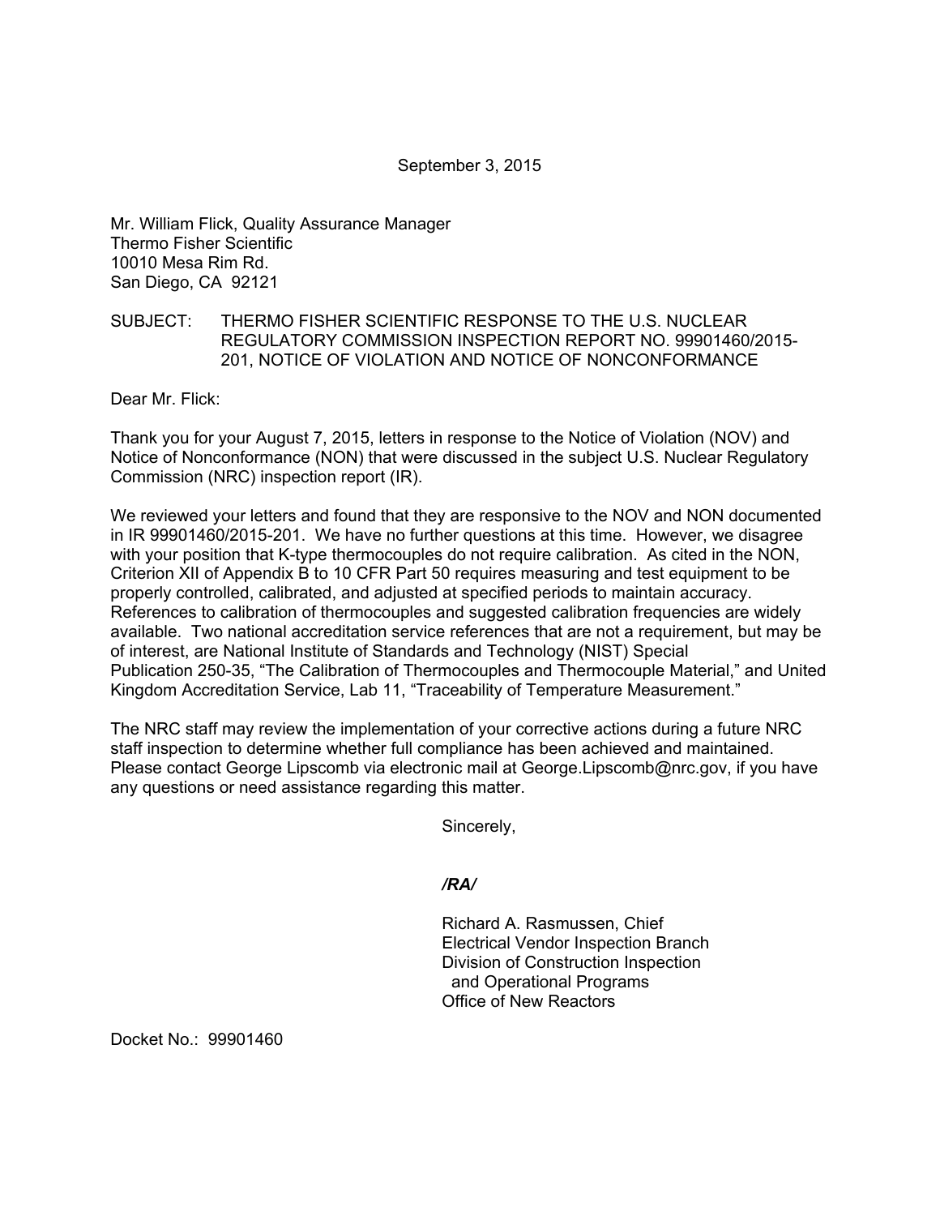September 3, 2015

Mr. William Flick, Quality Assurance Manager  
Thermo Fisher Scientific  
10010 Mesa Rim Rd.  
San Diego, CA 92121

SUBJECT: THERMO FISHER SCIENTIFIC RESPONSE TO THE U.S. NUCLEAR REGULATORY COMMISSION INSPECTION REPORT NO. 99901460/2015-201, NOTICE OF VIOLATION AND NOTICE OF NONCONFORMANCE

Dear Mr. Flick:

Thank you for your August 7, 2015, letters in response to the Notice of Violation (NOV) and Notice of Nonconformance (NON) that were discussed in the subject U.S. Nuclear Regulatory Commission (NRC) inspection report (IR).

We reviewed your letters and found that they are responsive to the NOV and NON documented in IR 99901460/2015-201. We have no further questions at this time. However, we disagree with your position that K-type thermocouples do not require calibration. As cited in the NON, Criterion XII of Appendix B to 10 CFR Part 50 requires measuring and test equipment to be properly controlled, calibrated, and adjusted at specified periods to maintain accuracy. References to calibration of thermocouples and suggested calibration frequencies are widely available. Two national accreditation service references that are not a requirement, but may be of interest, are National Institute of Standards and Technology (NIST) Special Publication 250-35, "The Calibration of Thermocouples and Thermocouple Material," and United Kingdom Accreditation Service, Lab 11, "Traceability of Temperature Measurement."

The NRC staff may review the implementation of your corrective actions during a future NRC staff inspection to determine whether full compliance has been achieved and maintained. Please contact George Lipscomb via electronic mail at George.Lipscomb@nrc.gov, if you have any questions or need assistance regarding this matter.

Sincerely,

*/RA/*

Richard A. Rasmussen, Chief  
Electrical Vendor Inspection Branch  
Division of Construction Inspection  
and Operational Programs  
Office of New Reactors

Docket No.: 99901460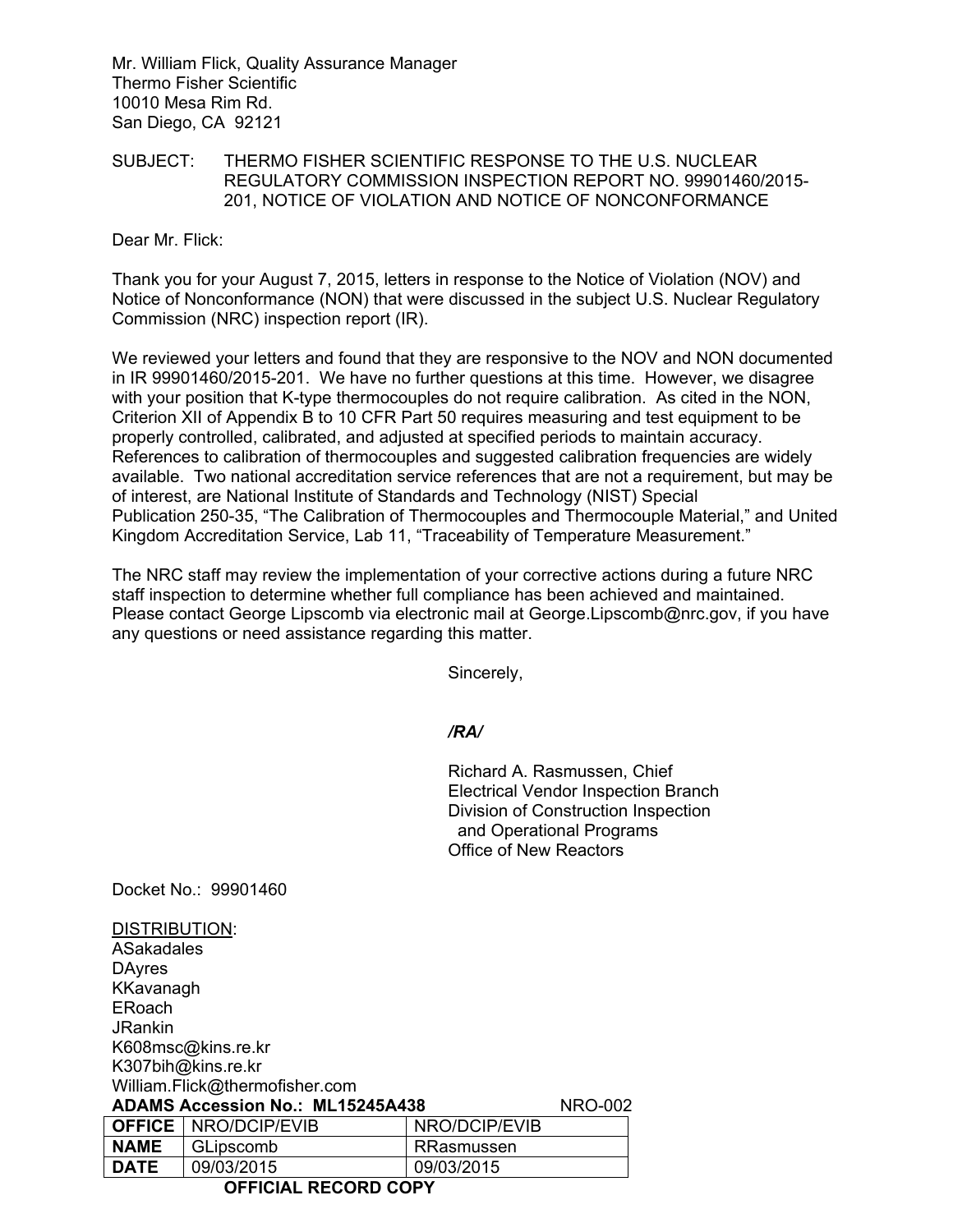Mr. William Flick, Quality Assurance Manager
Thermo Fisher Scientific
10010 Mesa Rim Rd.
San Diego, CA 92121

SUBJECT: THERMO FISHER SCIENTIFIC RESPONSE TO THE U.S. NUCLEAR REGULATORY COMMISSION INSPECTION REPORT NO. 99901460/2015-201, NOTICE OF VIOLATION AND NOTICE OF NONCONFORMANCE

Dear Mr. Flick:

Thank you for your August 7, 2015, letters in response to the Notice of Violation (NOV) and Notice of Nonconformance (NON) that were discussed in the subject U.S. Nuclear Regulatory Commission (NRC) inspection report (IR).

We reviewed your letters and found that they are responsive to the NOV and NON documented in IR 99901460/2015-201. We have no further questions at this time. However, we disagree with your position that K-type thermocouples do not require calibration. As cited in the NON, Criterion XII of Appendix B to 10 CFR Part 50 requires measuring and test equipment to be properly controlled, calibrated, and adjusted at specified periods to maintain accuracy. References to calibration of thermocouples and suggested calibration frequencies are widely available. Two national accreditation service references that are not a requirement, but may be of interest, are National Institute of Standards and Technology (NIST) Special Publication 250-35, "The Calibration of Thermocouples and Thermocouple Material," and United Kingdom Accreditation Service, Lab 11, "Traceability of Temperature Measurement."

The NRC staff may review the implementation of your corrective actions during a future NRC staff inspection to determine whether full compliance has been achieved and maintained. Please contact George Lipscomb via electronic mail at George.Lipscomb@nrc.gov, if you have any questions or need assistance regarding this matter.

Sincerely,

*/RA/*

Richard A. Rasmussen, Chief
Electrical Vendor Inspection Branch
Division of Construction Inspection
and Operational Programs
Office of New Reactors

Docket No.: 99901460

DISTRIBUTION:
ASakadales
DAyres
KKavanagh
ERoach
JRankin
K608msc@kins.re.kr
K307bih@kins.re.kr
William.Flick@thermofisher.com

**ADAMS Accession No.: ML15245A438** NRO-002

| **OFFICE** | NRO/DCIP/EVIB | NRO/DCIP/EVIB |
|---|---|---|
| **NAME** | GLipscomb | RRasmussen |
| **DATE** | 09/03/2015 | 09/03/2015 |

**OFFICIAL RECORD COPY**